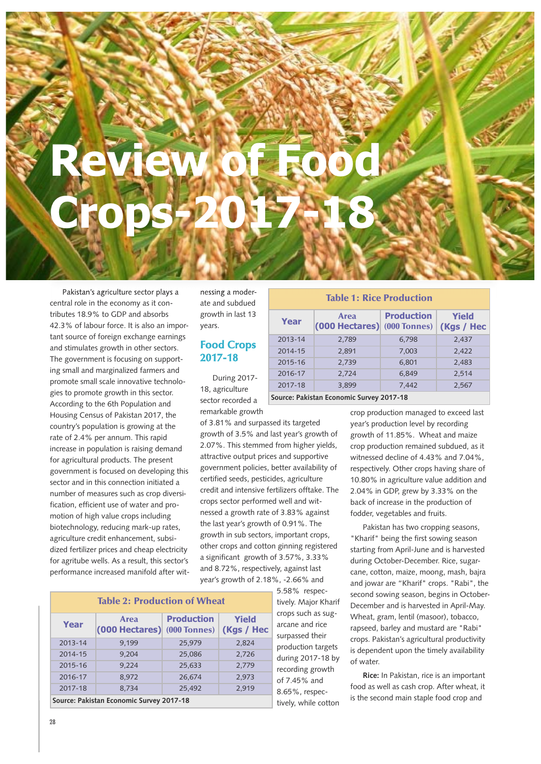# Review of Food Crops-2017-18

Pakistan's agriculture sector plays a central role in the economy as it contributes 18.9% to GDP and absorbs 42.3% of labour force. It is also an important source of foreign exchange earnings and stimulates growth in other sectors. The government is focusing on supporting small and marginalized farmers and promote small scale innovative technologies to promote growth in this sector. According to the 6th Population and Housing Census of Pakistan 2017, the country's population is growing at the rate of 2.4% per annum. This rapid increase in population is raising demand for agricultural products. The present government is focused on developing this sector and in this connection initiated a number of measures such as crop diversification, efficient use of water and promotion of high value crops including biotechnology, reducing mark-up rates, agriculture credit enhancement, subsidized fertilizer prices and cheap electricity for agritube wells. As a result, this sector's performance increased manifold after witnessing a moderate and subdued growth in last 13 years.

## Food Crops 2017-18

During 2017-18, agriculture sector recorded a remarkable growth of 3.81% and surpassed its targeted growth of 3.5% and last year's growth of 2.07%. This stemmed from higher yields, attractive output prices and supportive government policies, better availability of certified seeds, pesticides, agriculture credit and intensive fertilizers offtake. The crops sector performed well and witnessed a growth rate of 3.83% against the last year's growth of 0.91%. The growth in sub sectors, important crops, other crops and cotton ginning registered a significant growth of 3.57%, 3.33% and 8.72%, respectively, against last year's growth of 2.18%, -2.66% and 5.58% respectively. Major Kharif crops such as sugarcane and rice surpassed their production targets during 2017-18 by recording growth of 7.45% and 8.65%, respectively, while cotton crop production managed to exceed last year's production level by recording growth of 11.85%. Wheat and maize crop production remained subdued, as it witnessed decline of 4.43% and 7.04%, respectively. Other crops having share of 10.80% in agriculture value addition and 2.04% in GDP, grew by 3.33% on the back of increase in the production of fodder, vegetables and fruits.

**Table 1: Rice Production**

| Year | Area (000 Hectares) | Production (000 Tonnes) | Yield (Kgs / Hec |
|---|---|---|---|
| 2013-14 | 2,789 | 6,798 | 2,437 |
| 2014-15 | 2,891 | 7,003 | 2,422 |
| 2015-16 | 2,739 | 6,801 | 2,483 |
| 2016-17 | 2,724 | 6,849 | 2,514 |
| 2017-18 | 3,899 | 7,442 | 2,567 |

Source: Pakistan Economic Survey 2017-18

**Table 2: Production of Wheat**

| Year | Area (000 Hectares) | Production (000 Tonnes) | Yield (Kgs / Hec |
|---|---|---|---|
| 2013-14 | 9,199 | 25,979 | 2,824 |
| 2014-15 | 9,204 | 25,086 | 2,726 |
| 2015-16 | 9,224 | 25,633 | 2,779 |
| 2016-17 | 8,972 | 26,674 | 2,973 |
| 2017-18 | 8,734 | 25,492 | 2,919 |

Source: Pakistan Economic Survey 2017-18

Pakistan has two cropping seasons, "Kharif" being the first sowing season starting from April-June and is harvested during October-December. Rice, sugarcane, cotton, maize, moong, mash, bajra and jowar are "Kharif" crops. "Rabi", the second sowing season, begins in October-December and is harvested in April-May. Wheat, gram, lentil (masoor), tobacco, rapseed, barley and mustard are "Rabi" crops. Pakistan's agricultural productivity is dependent upon the timely availability of water.

**Rice:** In Pakistan, rice is an important food as well as cash crop. After wheat, it is the second main staple food crop and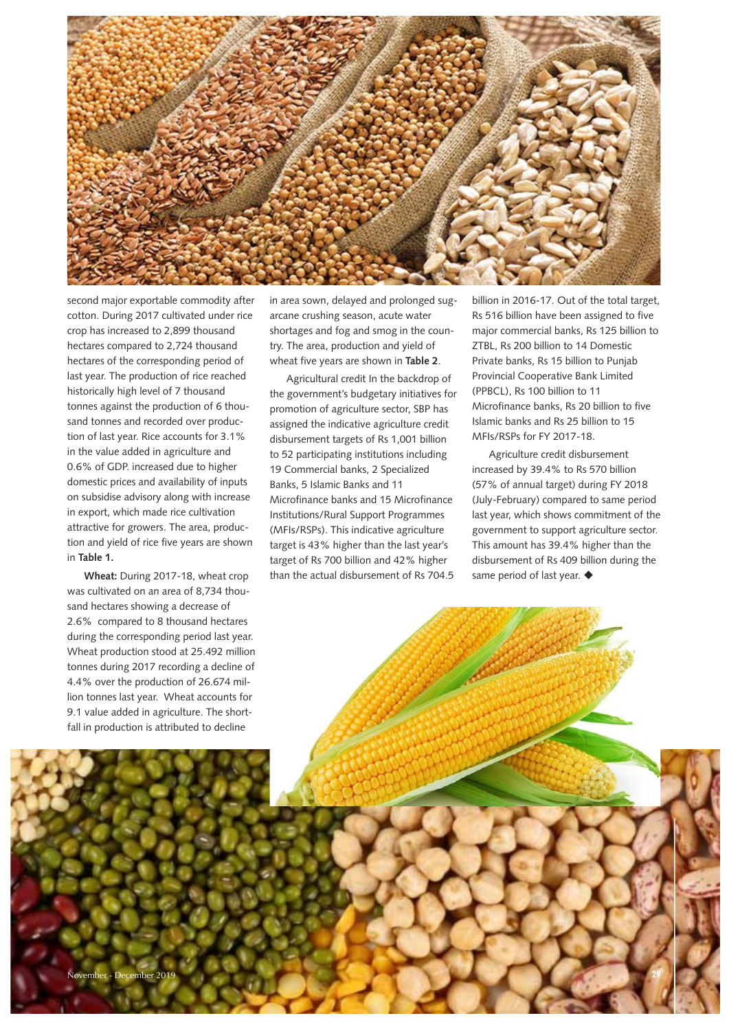second major exportable commodity after cotton. During 2017 cultivated under rice crop has increased to 2,899 thousand hectares compared to 2,724 thousand hectares of the corresponding period of last year. The production of rice reached historically high level of 7 thousand tonnes against the production of 6 thousand tonnes and recorded over production of last year. Rice accounts for 3.1% in the value added in agriculture and 0.6% of GDP. increased due to higher domestic prices and availability of inputs on subsidise advisory along with increase in export, which made rice cultivation attractive for growers. The area, production and yield of rice five years are shown in **Table 1.**

**Wheat:** During 2017-18, wheat crop was cultivated on an area of 8,734 thousand hectares showing a decrease of 2.6% compared to 8 thousand hectares during the corresponding period last year. Wheat production stood at 25.492 million tonnes during 2017 recording a decline of 4.4% over the production of 26.674 million tonnes last year. Wheat accounts for 9.1 value added in agriculture. The shortfall in production is attributed to decline in area sown, delayed and prolonged sugarcane crushing season, acute water shortages and fog and smog in the country. The area, production and yield of wheat five years are shown in **Table 2**.

Agricultural credit In the backdrop of the government's budgetary initiatives for promotion of agriculture sector, SBP has assigned the indicative agriculture credit disbursement targets of Rs 1,001 billion to 52 participating institutions including 19 Commercial banks, 2 Specialized Banks, 5 Islamic Banks and 11 Microfinance banks and 15 Microfinance Institutions/Rural Support Programmes (MFIs/RSPs). This indicative agriculture target is 43% higher than the last year's target of Rs 700 billion and 42% higher than the actual disbursement of Rs 704.5 billion in 2016-17. Out of the total target, Rs 516 billion have been assigned to five major commercial banks, Rs 125 billion to ZTBL, Rs 200 billion to 14 Domestic Private banks, Rs 15 billion to Punjab Provincial Cooperative Bank Limited (PPBCL), Rs 100 billion to 11 Microfinance banks, Rs 20 billion to five Islamic banks and Rs 25 billion to 15 MFIs/RSPs for FY 2017-18.

Agriculture credit disbursement increased by 39.4% to Rs 570 billion (57% of annual target) during FY 2018 (July-February) compared to same period last year, which shows commitment of the government to support agriculture sector. This amount has 39.4% higher than the disbursement of Rs 409 billion during the same period of last year. ◆